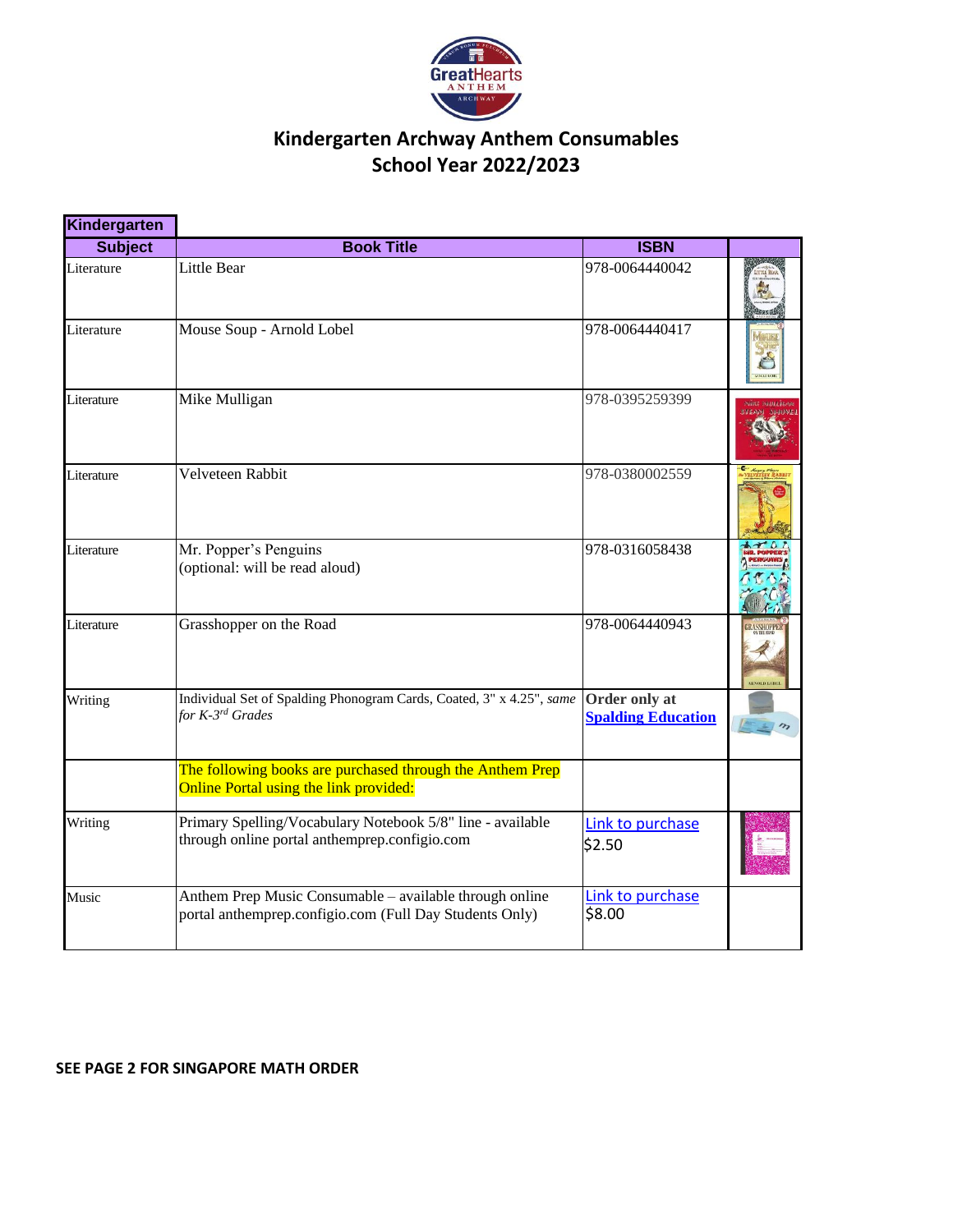# Kindergarten Archway Anthem Consumables
## School Year 2022/2023

| Kindergarten | | | |
|---|---|---|---|
| **Subject** | **Book Title** | **ISBN** | |
| Literature | Little Bear | 978-0064440042 | |
| Literature | Mouse Soup - Arnold Lobel | 978-0064440417 | |
| Literature | Mike Mulligan | 978-0395259399 | |
| Literature | Velveteen Rabbit | 978-0380002559 | |
| Literature | Mr. Popper's Penguins (optional: will be read aloud) | 978-0316058438 | |
| Literature | Grasshopper on the Road | 978-0064440943 | |
| Writing | Individual Set of Spalding Phonogram Cards, Coated, 3" x 4.25", *same for K-3rd Grades* | **Order only at Spalding Education** | |
| | The following books are purchased through the Anthem Prep Online Portal using the link provided: | | |
| Writing | Primary Spelling/Vocabulary Notebook 5/8" line - available through online portal anthemprep.configio.com | Link to purchase $2.50 | |
| Music | Anthem Prep Music Consumable – available through online portal anthemprep.configio.com (Full Day Students Only) | Link to purchase $8.00 | |

**SEE PAGE 2 FOR SINGAPORE MATH ORDER**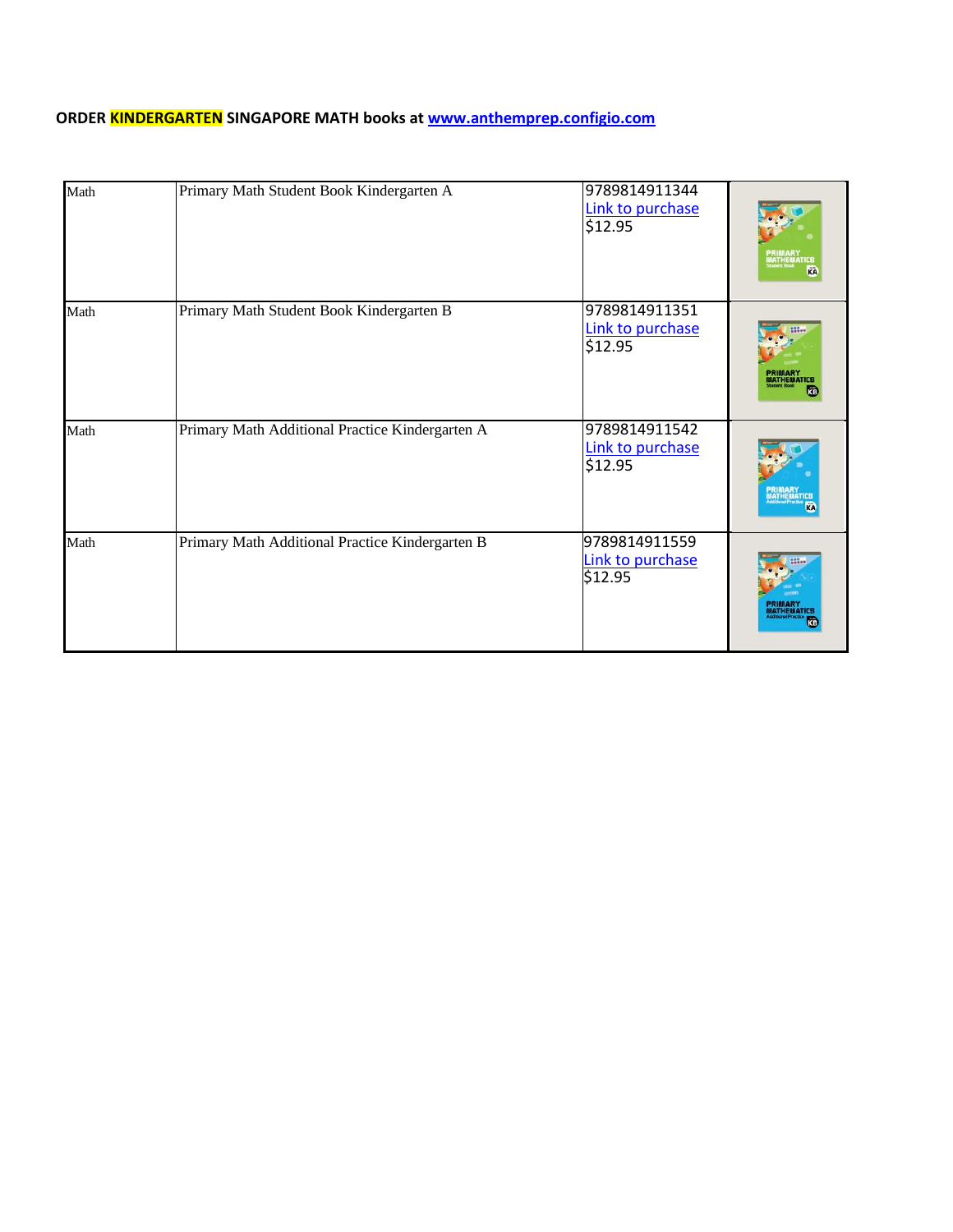**ORDER KINDERGARTEN SINGAPORE MATH books at [www.anthemprep.configio.com](www.anthemprep.configio.com)**

| Subject | Title | ISBN / Purchase / Price | Cover |
|---|---|---|---|
| Math | Primary Math Student Book Kindergarten A | 9789814911344<br>Link to purchase<br>$12.95 | |
| Math | Primary Math Student Book Kindergarten B | 9789814911351<br>Link to purchase<br>$12.95 | |
| Math | Primary Math Additional Practice Kindergarten A | 9789814911542<br>Link to purchase<br>$12.95 | |
| Math | Primary Math Additional Practice Kindergarten B | 9789814911559<br>Link to purchase<br>$12.95 | |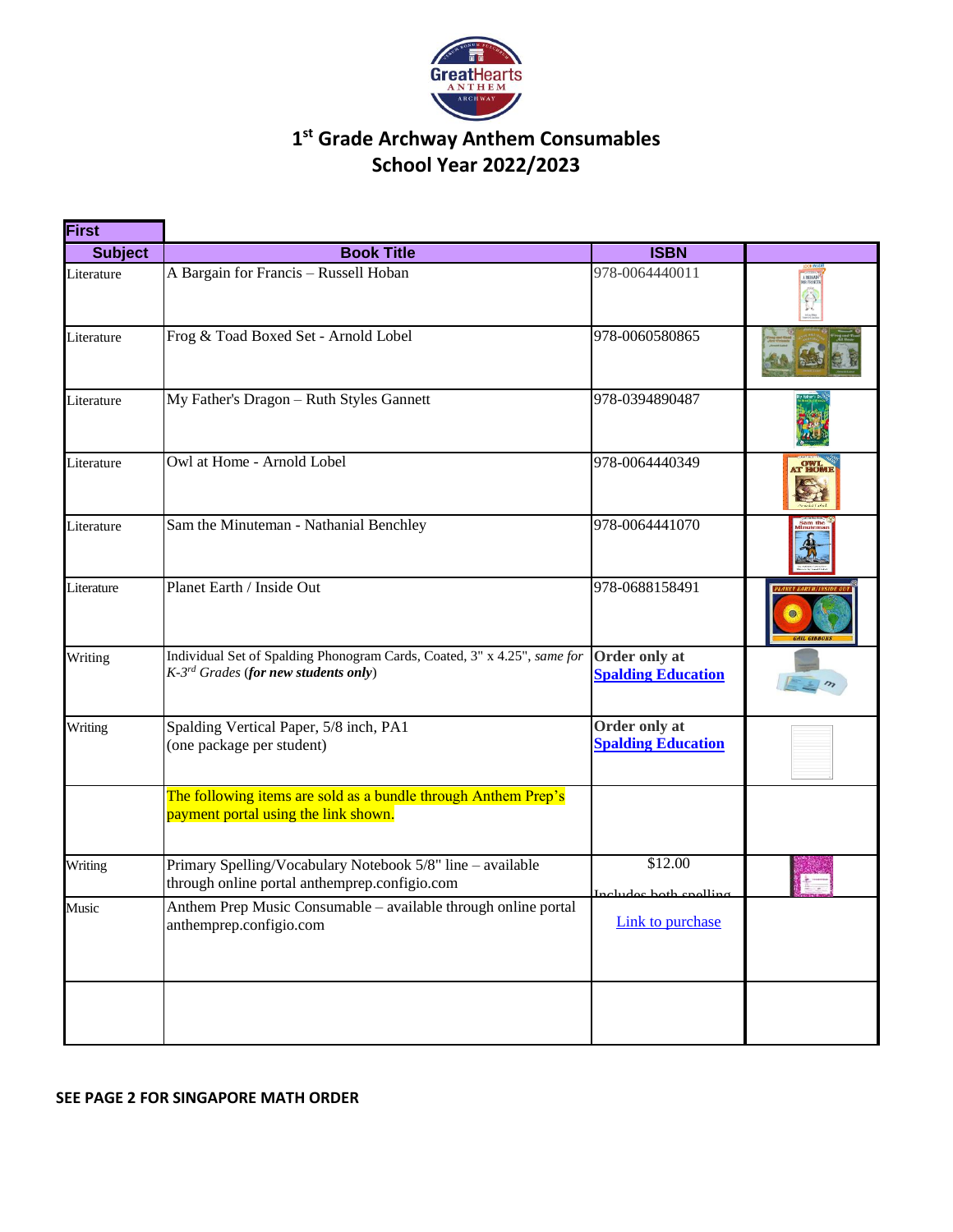# 1st Grade Archway Anthem Consumables
## School Year 2022/2023

| First | | | |
|---|---|---|---|
| **Subject** | **Book Title** | **ISBN** | |
| Literature | A Bargain for Francis – Russell Hoban | 978-0064440011 | |
| Literature | Frog & Toad Boxed Set - Arnold Lobel | 978-0060580865 | |
| Literature | My Father's Dragon – Ruth Styles Gannett | 978-0394890487 | |
| Literature | Owl at Home - Arnold Lobel | 978-0064440349 | |
| Literature | Sam the Minuteman - Nathanial Benchley | 978-0064441070 | |
| Literature | Planet Earth / Inside Out | 978-0688158491 | |
| Writing | Individual Set of Spalding Phonogram Cards, Coated, 3" x 4.25", *same for K-3rd Grades* (***for new students only***) | **Order only at Spalding Education** | |
| Writing | Spalding Vertical Paper, 5/8 inch, PA1 (one package per student) | **Order only at Spalding Education** | |
| | The following items are sold as a bundle through Anthem Prep's payment portal using the link shown. | | |
| Writing | Primary Spelling/Vocabulary Notebook 5/8" line – available through online portal anthemprep.configio.com | $12.00 Includes both spelling | |
| Music | Anthem Prep Music Consumable – available through online portal anthemprep.configio.com | Link to purchase | |
| | | | |

**SEE PAGE 2 FOR SINGAPORE MATH ORDER**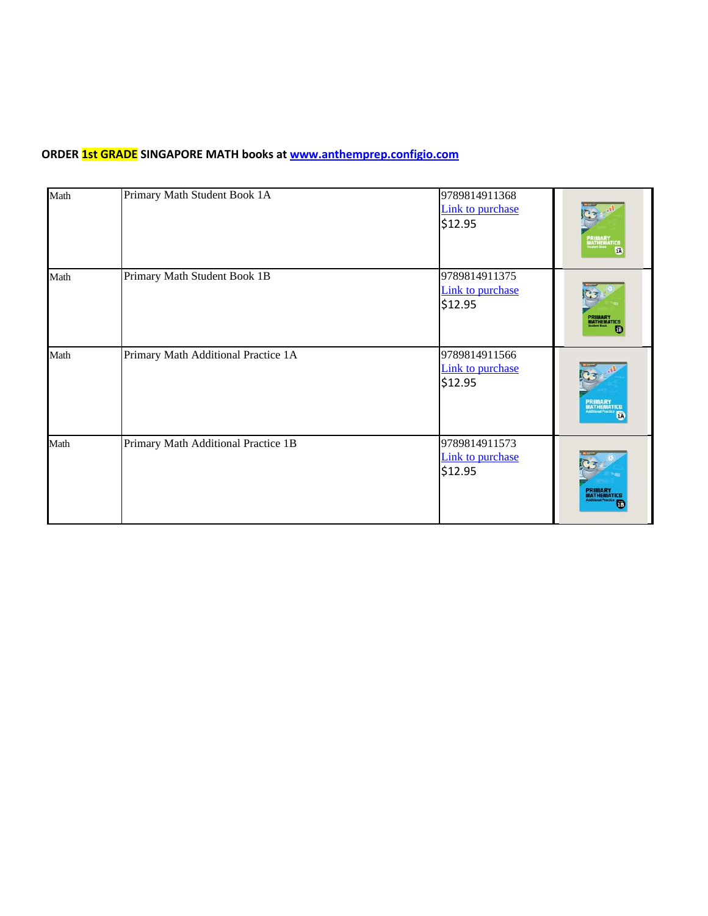**ORDER 1st GRADE SINGAPORE MATH books at www.anthemprep.configio.com**

| | | | |
|---|---|---|---|
| Math | Primary Math Student Book 1A | 9789814911368<br>Link to purchase<br>$12.95 | |
| Math | Primary Math Student Book 1B | 9789814911375<br>Link to purchase<br>$12.95 | |
| Math | Primary Math Additional Practice 1A | 9789814911566<br>Link to purchase<br>$12.95 | |
| Math | Primary Math Additional Practice 1B | 9789814911573<br>Link to purchase<br>$12.95 | |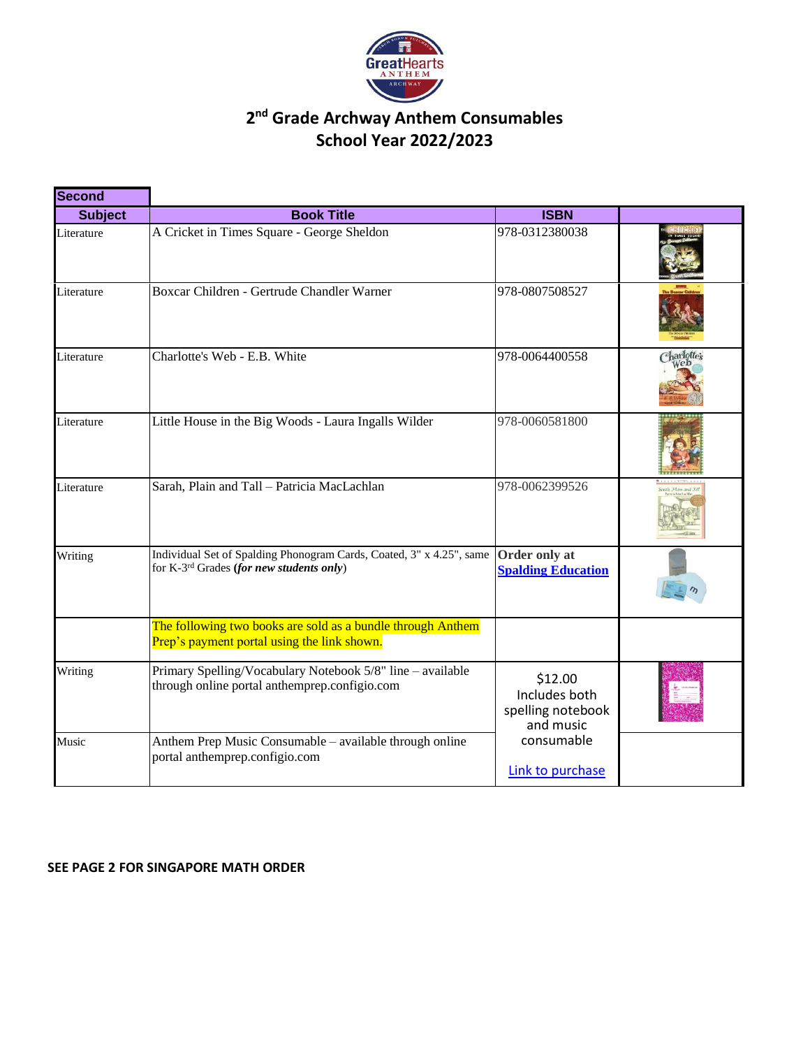## 2nd Grade Archway Anthem Consumables
## School Year 2022/2023

| Second | | | |
|---|---|---|---|
| **Subject** | **Book Title** | **ISBN** | |
| Literature | A Cricket in Times Square - George Sheldon | 978-0312380038 | |
| Literature | Boxcar Children - Gertrude Chandler Warner | 978-0807508527 | |
| Literature | Charlotte's Web - E.B. White | 978-0064400558 | |
| Literature | Little House in the Big Woods - Laura Ingalls Wilder | 978-0060581800 | |
| Literature | Sarah, Plain and Tall – Patricia MacLachlan | 978-0062399526 | |
| Writing | Individual Set of Spalding Phonogram Cards, Coated, 3" x 4.25", same for K-3rd Grades (***for new students only***) | **Order only at Spalding Education** | |
| | The following two books are sold as a bundle through Anthem Prep's payment portal using the link shown. | | |
| Writing | Primary Spelling/Vocabulary Notebook 5/8" line – available through online portal anthemprep.configio.com | $12.00 Includes both spelling notebook and music consumable Link to purchase | |
| Music | Anthem Prep Music Consumable – available through online portal anthemprep.configio.com | | |

**SEE PAGE 2 FOR SINGAPORE MATH ORDER**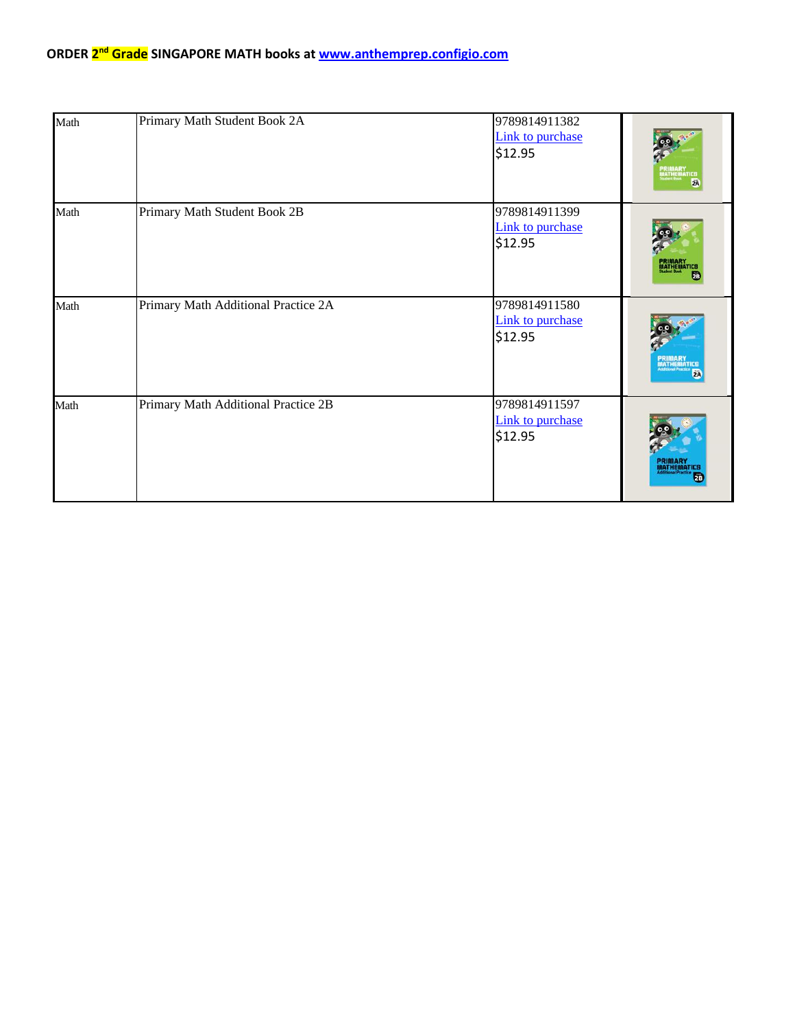**ORDER 2nd Grade SINGAPORE MATH books at www.anthemprep.configio.com**

| | | | |
|---|---|---|---|
| Math | Primary Math Student Book 2A | 9789814911382<br>Link to purchase<br>$12.95 | |
| Math | Primary Math Student Book 2B | 9789814911399<br>Link to purchase<br>$12.95 | |
| Math | Primary Math Additional Practice 2A | 9789814911580<br>Link to purchase<br>$12.95 | |
| Math | Primary Math Additional Practice 2B | 9789814911597<br>Link to purchase<br>$12.95 | |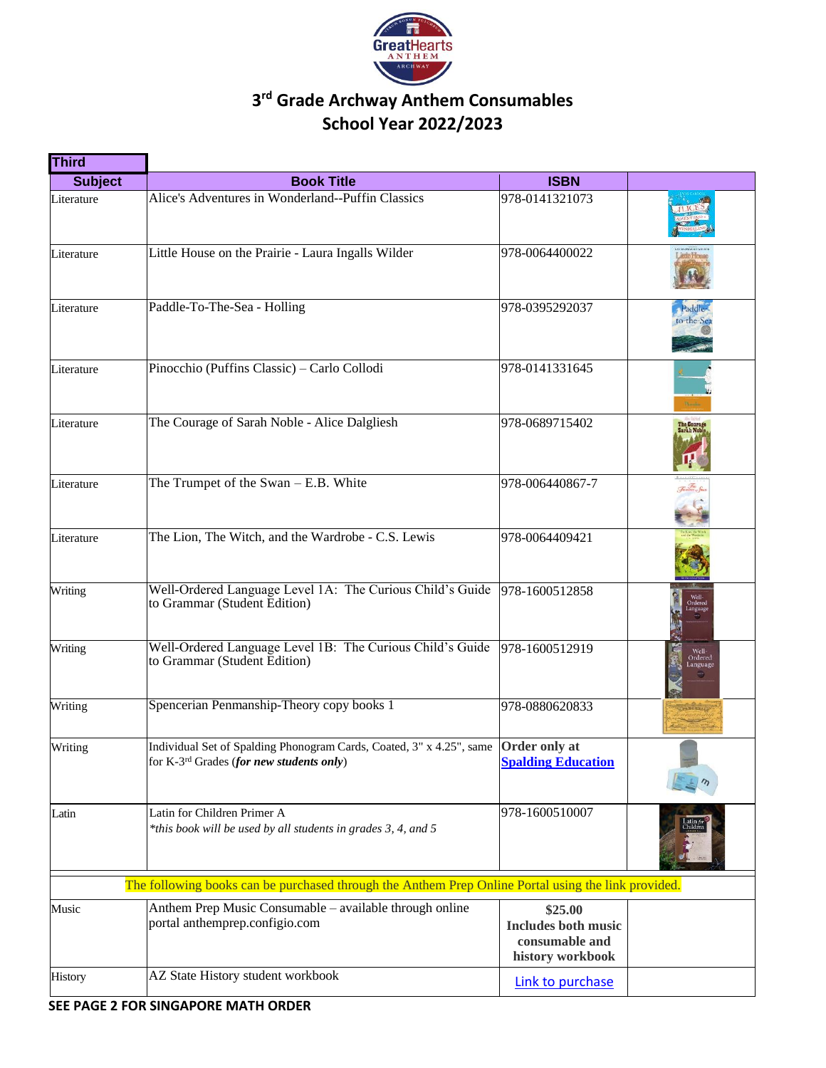## 3rd Grade Archway Anthem Consumables
## School Year 2022/2023

| Third | | | |
|---|---|---|---|
| **Subject** | **Book Title** | **ISBN** | |
| Literature | Alice's Adventures in Wonderland--Puffin Classics | 978-0141321073 | |
| Literature | Little House on the Prairie - Laura Ingalls Wilder | 978-0064400022 | |
| Literature | Paddle-To-The-Sea - Holling | 978-0395292037 | |
| Literature | Pinocchio (Puffins Classic) – Carlo Collodi | 978-0141331645 | |
| Literature | The Courage of Sarah Noble - Alice Dalgliesh | 978-0689715402 | |
| Literature | The Trumpet of the Swan – E.B. White | 978-006440867-7 | |
| Literature | The Lion, The Witch, and the Wardrobe - C.S. Lewis | 978-0064409421 | |
| Writing | Well-Ordered Language Level 1A: The Curious Child's Guide to Grammar (Student Edition) | 978-1600512858 | |
| Writing | Well-Ordered Language Level 1B: The Curious Child's Guide to Grammar (Student Edition) | 978-1600512919 | |
| Writing | Spencerian Penmanship-Theory copy books 1 | 978-0880620833 | |
| Writing | Individual Set of Spalding Phonogram Cards, Coated, 3" x 4.25", same for K-3rd Grades (***for new students only***) | **Order only at [Spalding Education]** | |
| Latin | Latin for Children Primer A<br>*\*this book will be used by all students in grades 3, 4, and 5* | 978-1600510007 | |
| The following books can be purchased through the Anthem Prep Online Portal using the link provided. | | | |
| Music | Anthem Prep Music Consumable – available through online portal anthemprep.configio.com | **$25.00 Includes both music consumable and history workbook** | |
| History | AZ State History student workbook | [Link to purchase] | |

**SEE PAGE 2 FOR SINGAPORE MATH ORDER**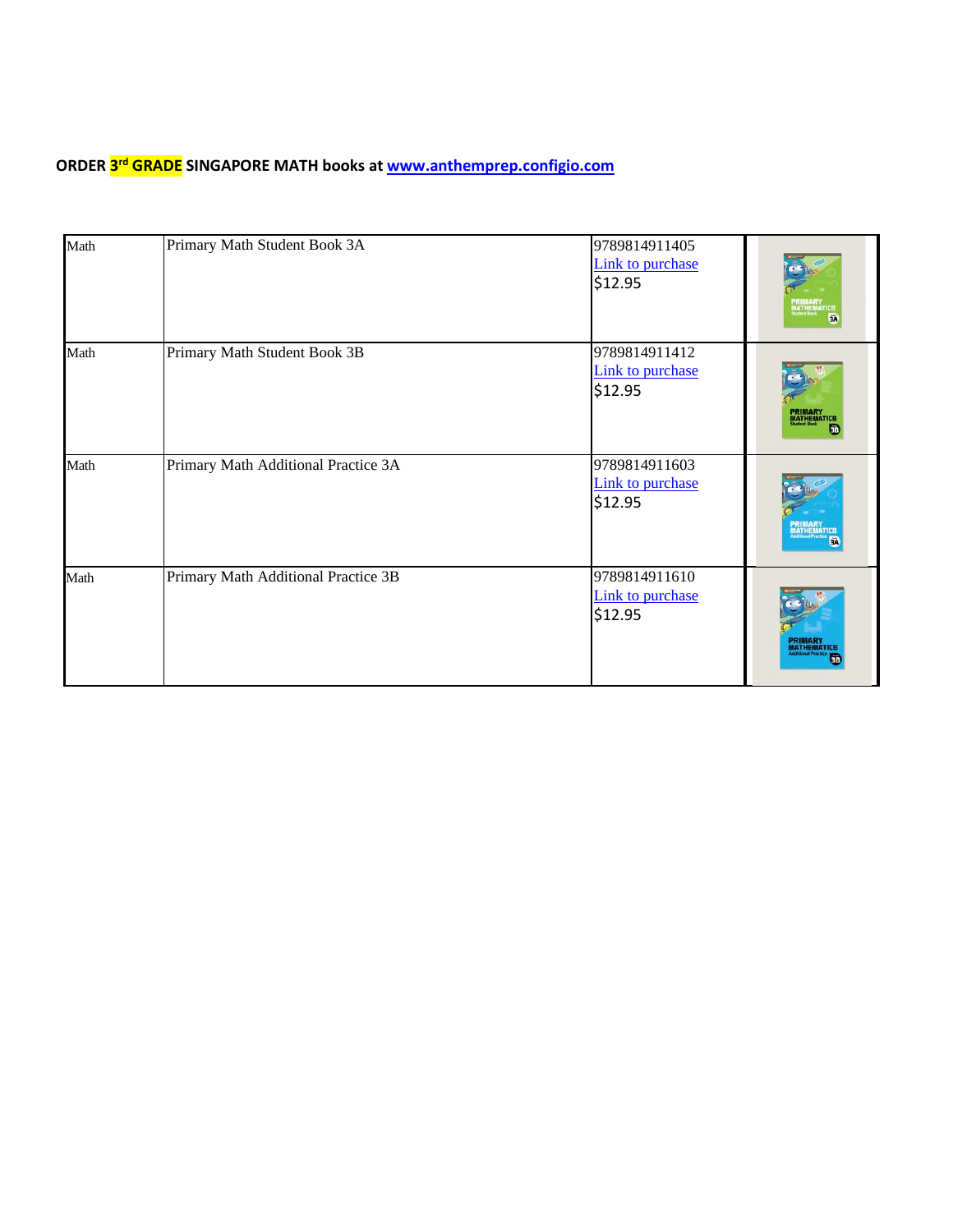**ORDER 3rd GRADE SINGAPORE MATH books at www.anthemprep.configio.com**

| | | | |
|---|---|---|---|
| Math | Primary Math Student Book 3A | 9789814911405<br>Link to purchase<br>$12.95 | |
| Math | Primary Math Student Book 3B | 9789814911412<br>Link to purchase<br>$12.95 | |
| Math | Primary Math Additional Practice 3A | 9789814911603<br>Link to purchase<br>$12.95 | |
| Math | Primary Math Additional Practice 3B | 9789814911610<br>Link to purchase<br>$12.95 | |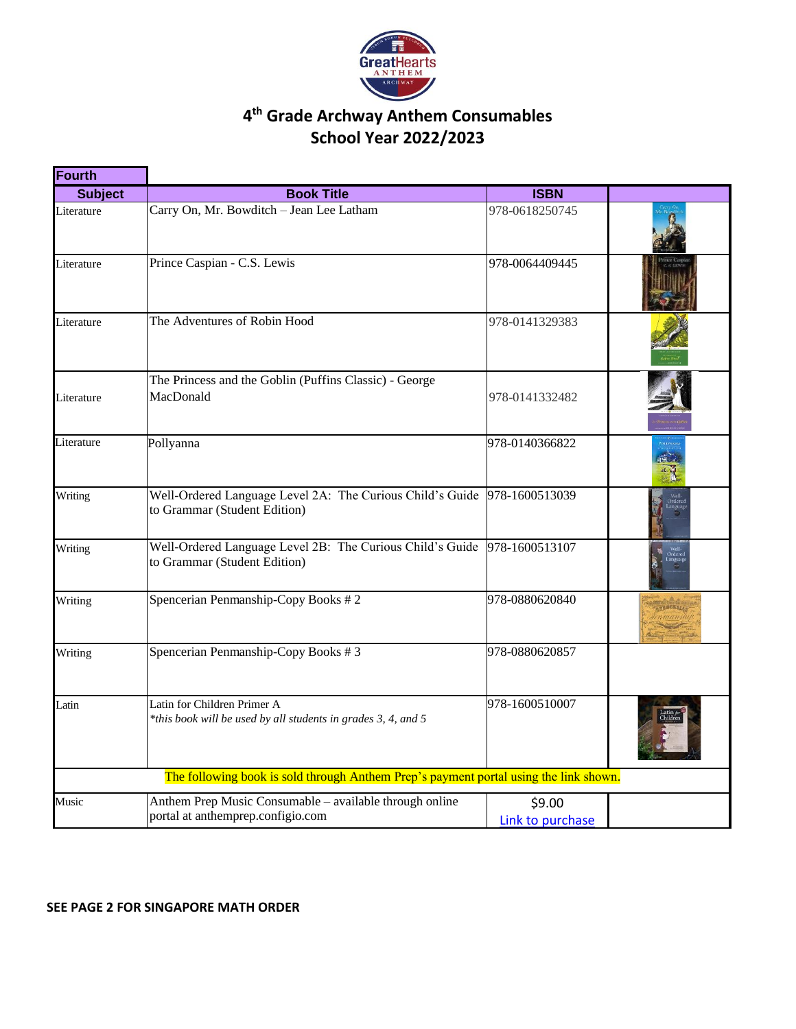# 4th Grade Archway Anthem Consumables
## School Year 2022/2023

| Fourth | | | |
|---|---|---|---|
| **Subject** | **Book Title** | **ISBN** | |
| Literature | Carry On, Mr. Bowditch – Jean Lee Latham | 978-0618250745 | |
| Literature | Prince Caspian - C.S. Lewis | 978-0064409445 | |
| Literature | The Adventures of Robin Hood | 978-0141329383 | |
| Literature | The Princess and the Goblin (Puffins Classic) - George MacDonald | 978-0141332482 | |
| Literature | Pollyanna | 978-0140366822 | |
| Writing | Well-Ordered Language Level 2A: The Curious Child's Guide to Grammar (Student Edition) | 978-1600513039 | |
| Writing | Well-Ordered Language Level 2B: The Curious Child's Guide to Grammar (Student Edition) | 978-1600513107 | |
| Writing | Spencerian Penmanship-Copy Books # 2 | 978-0880620840 | |
| Writing | Spencerian Penmanship-Copy Books # 3 | 978-0880620857 | |
| Latin | Latin for Children Primer A *this book will be used by all students in grades 3, 4, and 5* | 978-1600510007 | |
| The following book is sold through Anthem Prep's payment portal using the link shown. | | | |
| Music | Anthem Prep Music Consumable – available through online portal at anthemprep.configio.com | $9.00 Link to purchase | |

**SEE PAGE 2 FOR SINGAPORE MATH ORDER**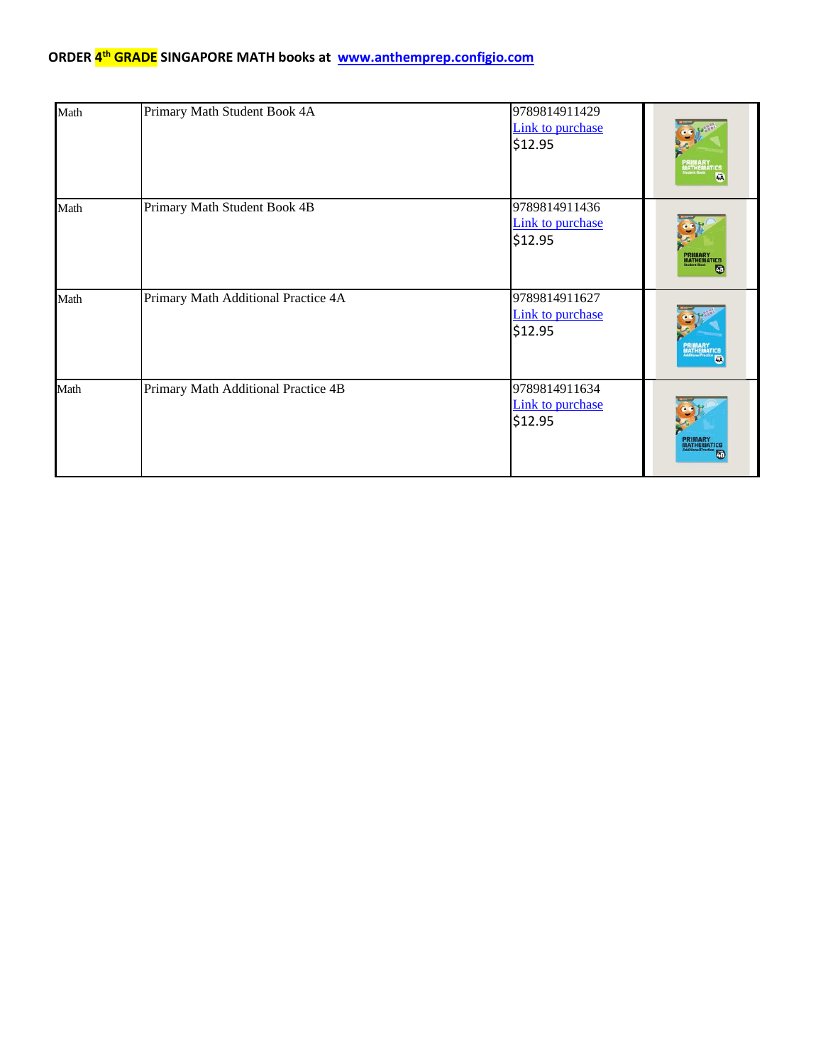**ORDER 4th GRADE SINGAPORE MATH books at [www.anthemprep.configio.com](www.anthemprep.configio.com)**

| | | | |
|---|---|---|---|
| Math | Primary Math Student Book 4A | 9789814911429<br>Link to purchase<br>$12.95 | |
| Math | Primary Math Student Book 4B | 9789814911436<br>Link to purchase<br>$12.95 | |
| Math | Primary Math Additional Practice 4A | 9789814911627<br>Link to purchase<br>$12.95 | |
| Math | Primary Math Additional Practice 4B | 9789814911634<br>Link to purchase<br>$12.95 | |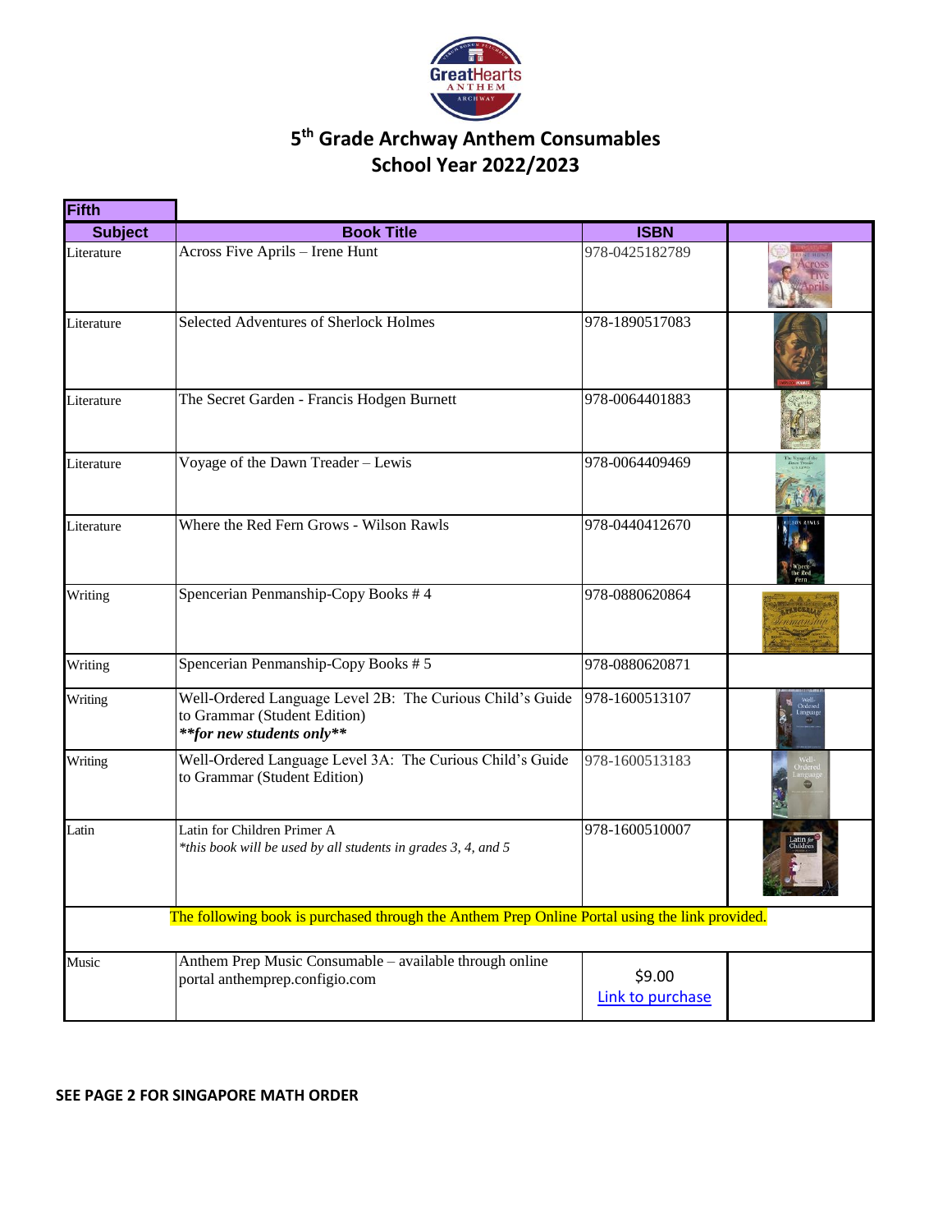# 5th Grade Archway Anthem Consumables
## School Year 2022/2023

| Fifth | | | |
|---|---|---|---|
| **Subject** | **Book Title** | **ISBN** | |
| Literature | Across Five Aprils – Irene Hunt | 978-0425182789 | |
| Literature | Selected Adventures of Sherlock Holmes | 978-1890517083 | |
| Literature | The Secret Garden - Francis Hodgen Burnett | 978-0064401883 | |
| Literature | Voyage of the Dawn Treader – Lewis | 978-0064409469 | |
| Literature | Where the Red Fern Grows - Wilson Rawls | 978-0440412670 | |
| Writing | Spencerian Penmanship-Copy Books # 4 | 978-0880620864 | |
| Writing | Spencerian Penmanship-Copy Books # 5 | 978-0880620871 | |
| Writing | Well-Ordered Language Level 2B: The Curious Child's Guide to Grammar (Student Edition) ***\*\*for new students only\*\**** | 978-1600513107 | |
| Writing | Well-Ordered Language Level 3A: The Curious Child's Guide to Grammar (Student Edition) | 978-1600513183 | |
| Latin | Latin for Children Primer A *\*this book will be used by all students in grades 3, 4, and 5* | 978-1600510007 | |
| The following book is purchased through the Anthem Prep Online Portal using the link provided. | | | |
| Music | Anthem Prep Music Consumable – available through online portal anthemprep.configio.com | $9.00 Link to purchase | |

**SEE PAGE 2 FOR SINGAPORE MATH ORDER**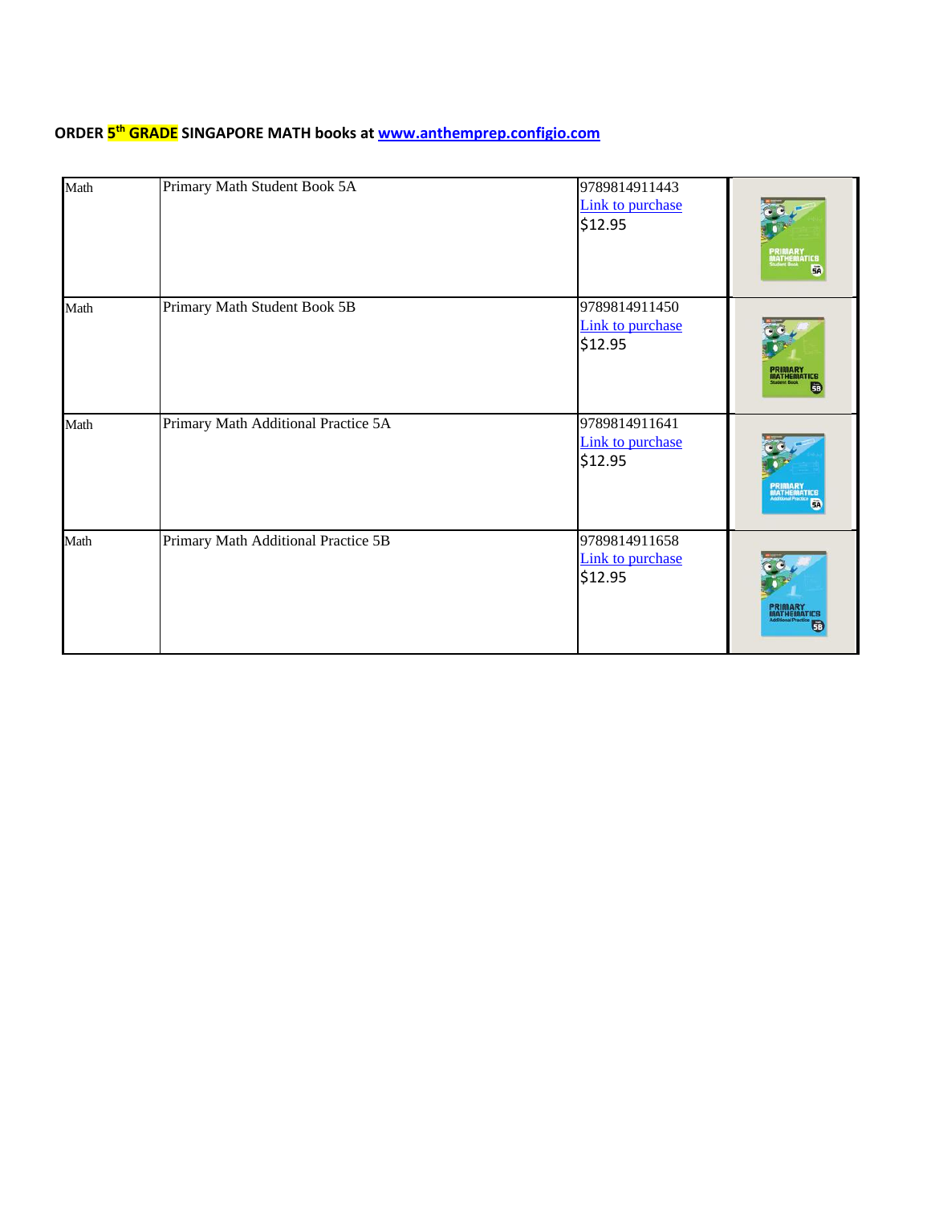**ORDER 5th GRADE SINGAPORE MATH books at www.anthemprep.configio.com**

| | | | |
|---|---|---|---|
| Math | Primary Math Student Book 5A | 9789814911443<br>Link to purchase<br>$12.95 | |
| Math | Primary Math Student Book 5B | 9789814911450<br>Link to purchase<br>$12.95 | |
| Math | Primary Math Additional Practice 5A | 9789814911641<br>Link to purchase<br>$12.95 | |
| Math | Primary Math Additional Practice 5B | 9789814911658<br>Link to purchase<br>$12.95 | |